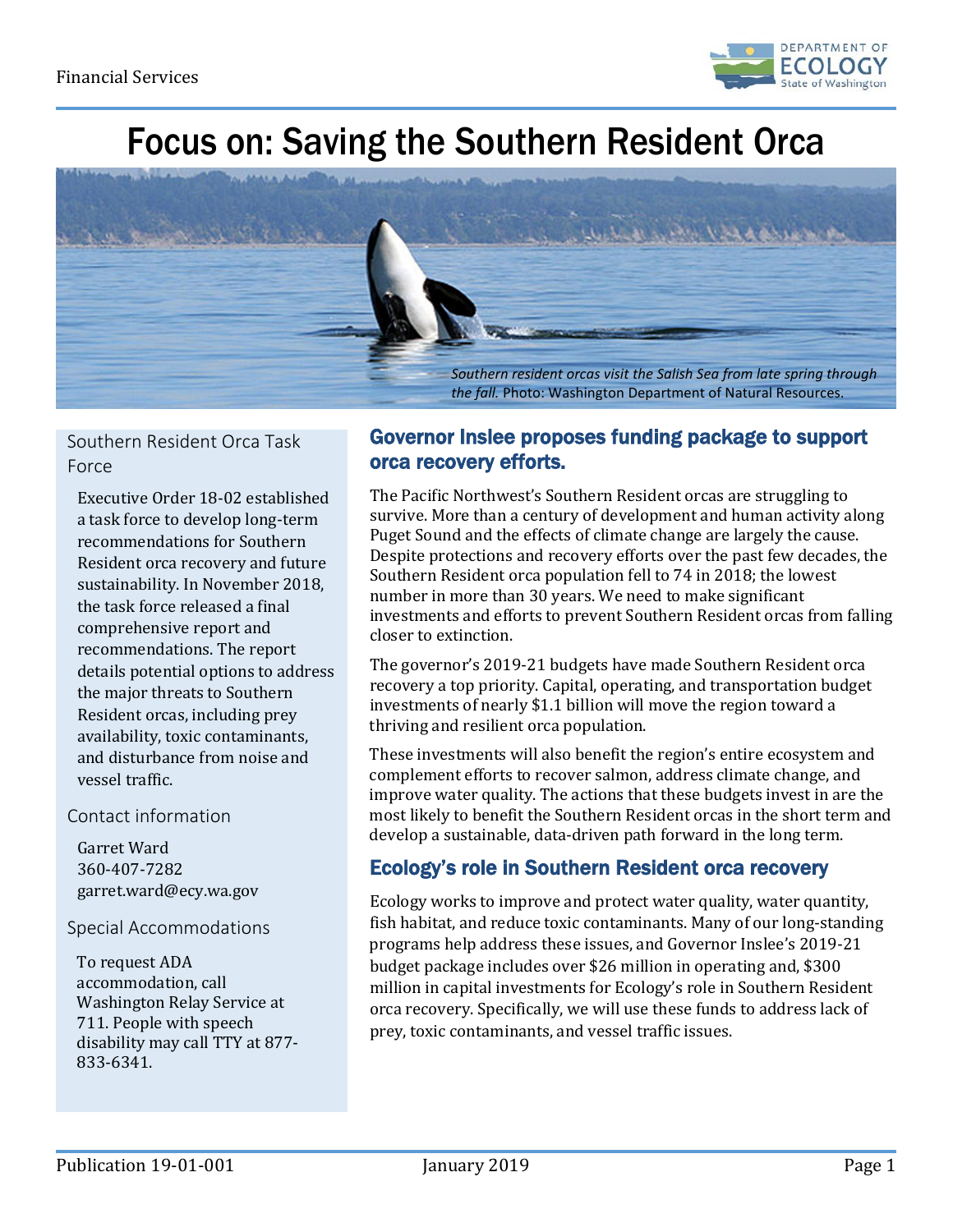Financial Services

# Focus on: Saving the Southern Resident Orca

*Southern resident orcas visit the Salish Sea from late spring through the fall.* Photo: Washington Department of Natural Resources.

## Governor Inslee proposes funding package to support orca recovery efforts.

The Pacific Northwest's Southern Resident orcas are struggling to survive. More than a century of development and human activity along Puget Sound and the effects of climate change are largely the cause. Despite protections and recovery efforts over the past few decades, the Southern Resident orca population fell to 74 in 2018; the lowest number in more than 30 years. We need to make significant investments and efforts to prevent Southern Resident orcas from falling closer to extinction.

The governor's 2019-21 budgets have made Southern Resident orca recovery a top priority. Capital, operating, and transportation budget investments of nearly $1.1 billion will move the region toward a thriving and resilient orca population.

These investments will also benefit the region's entire ecosystem and complement efforts to recover salmon, address climate change, and improve water quality. The actions that these budgets invest in are the most likely to benefit the Southern Resident orcas in the short term and develop a sustainable, data-driven path forward in the long term.

## Ecology's role in Southern Resident orca recovery

Ecology works to improve and protect water quality, water quantity, fish habitat, and reduce toxic contaminants. Many of our long-standing programs help address these issues, and Governor Inslee's 2019-21 budget package includes over $26 million in operating and, $300 million in capital investments for Ecology's role in Southern Resident orca recovery. Specifically, we will use these funds to address lack of prey, toxic contaminants, and vessel traffic issues.

### Southern Resident Orca Task Force

Executive Order 18-02 established a task force to develop long-term recommendations for Southern Resident orca recovery and future sustainability. In November 2018, the task force released a final comprehensive report and recommendations. The report details potential options to address the major threats to Southern Resident orcas, including prey availability, toxic contaminants, and disturbance from noise and vessel traffic.

### Contact information

Garret Ward
360-407-7282
garret.ward@ecy.wa.gov

### Special Accommodations

To request ADA accommodation, call Washington Relay Service at 711. People with speech disability may call TTY at 877-833-6341.

Publication 19-01-001 January 2019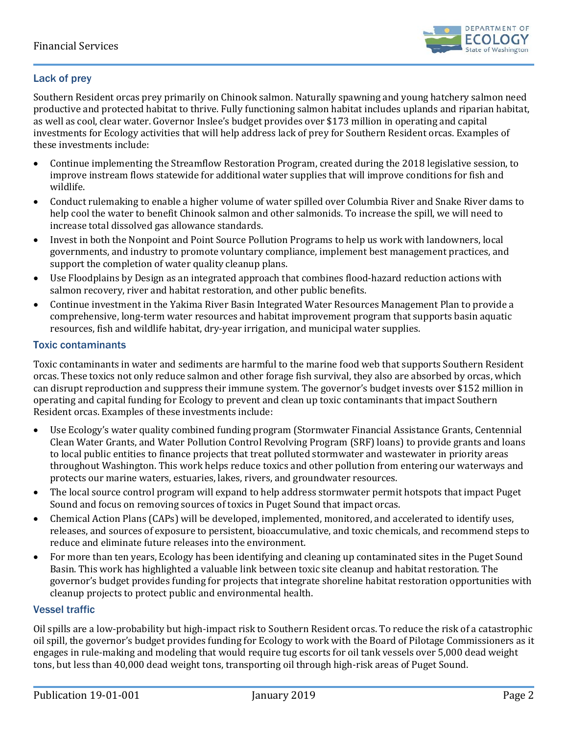## Lack of prey

Southern Resident orcas prey primarily on Chinook salmon. Naturally spawning and young hatchery salmon need productive and protected habitat to thrive. Fully functioning salmon habitat includes uplands and riparian habitat, as well as cool, clear water. Governor Inslee's budget provides over $173 million in operating and capital investments for Ecology activities that will help address lack of prey for Southern Resident orcas. Examples of these investments include:

- Continue implementing the Streamflow Restoration Program, created during the 2018 legislative session, to improve instream flows statewide for additional water supplies that will improve conditions for fish and wildlife.
- Conduct rulemaking to enable a higher volume of water spilled over Columbia River and Snake River dams to help cool the water to benefit Chinook salmon and other salmonids. To increase the spill, we will need to increase total dissolved gas allowance standards.
- Invest in both the Nonpoint and Point Source Pollution Programs to help us work with landowners, local governments, and industry to promote voluntary compliance, implement best management practices, and support the completion of water quality cleanup plans.
- Use Floodplains by Design as an integrated approach that combines flood-hazard reduction actions with salmon recovery, river and habitat restoration, and other public benefits.
- Continue investment in the Yakima River Basin Integrated Water Resources Management Plan to provide a comprehensive, long-term water resources and habitat improvement program that supports basin aquatic resources, fish and wildlife habitat, dry-year irrigation, and municipal water supplies.

## Toxic contaminants

Toxic contaminants in water and sediments are harmful to the marine food web that supports Southern Resident orcas. These toxics not only reduce salmon and other forage fish survival, they also are absorbed by orcas, which can disrupt reproduction and suppress their immune system. The governor's budget invests over $152 million in operating and capital funding for Ecology to prevent and clean up toxic contaminants that impact Southern Resident orcas. Examples of these investments include:

- Use Ecology's water quality combined funding program (Stormwater Financial Assistance Grants, Centennial Clean Water Grants, and Water Pollution Control Revolving Program (SRF) loans) to provide grants and loans to local public entities to finance projects that treat polluted stormwater and wastewater in priority areas throughout Washington. This work helps reduce toxics and other pollution from entering our waterways and protects our marine waters, estuaries, lakes, rivers, and groundwater resources.
- The local source control program will expand to help address stormwater permit hotspots that impact Puget Sound and focus on removing sources of toxics in Puget Sound that impact orcas.
- Chemical Action Plans (CAPs) will be developed, implemented, monitored, and accelerated to identify uses, releases, and sources of exposure to persistent, bioaccumulative, and toxic chemicals, and recommend steps to reduce and eliminate future releases into the environment.
- For more than ten years, Ecology has been identifying and cleaning up contaminated sites in the Puget Sound Basin. This work has highlighted a valuable link between toxic site cleanup and habitat restoration. The governor's budget provides funding for projects that integrate shoreline habitat restoration opportunities with cleanup projects to protect public and environmental health.

## Vessel traffic

Oil spills are a low-probability but high-impact risk to Southern Resident orcas. To reduce the risk of a catastrophic oil spill, the governor's budget provides funding for Ecology to work with the Board of Pilotage Commissioners as it engages in rule-making and modeling that would require tug escorts for oil tank vessels over 5,000 dead weight tons, but less than 40,000 dead weight tons, transporting oil through high-risk areas of Puget Sound.